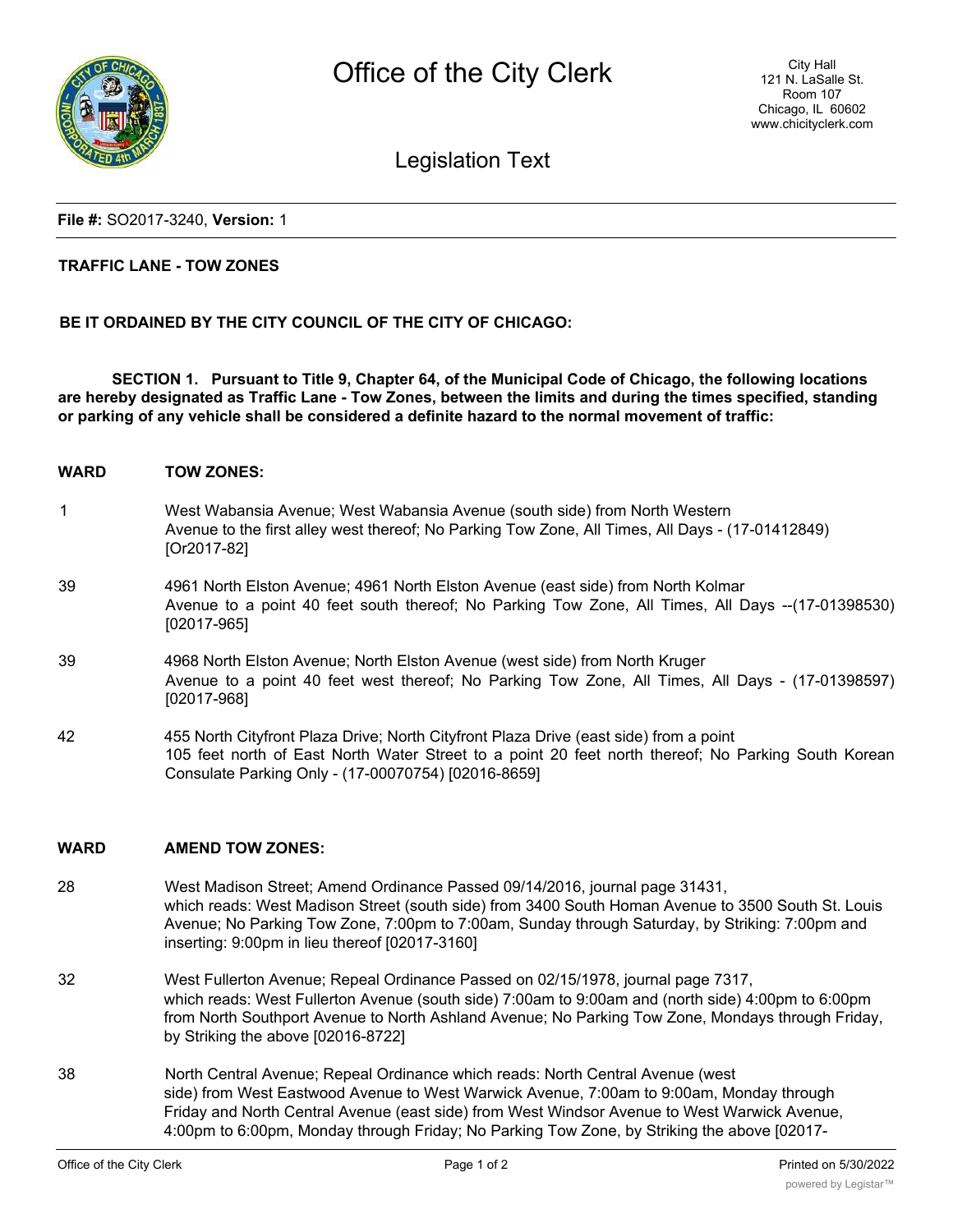# Office of the City Clerk

City Hall
121 N. LaSalle St.
Room 107
Chicago, IL 60602
www.chicityclerk.com

## Legislation Text

**File #:** SO2017-3240, **Version:** 1

**TRAFFIC LANE - TOW ZONES**

**BE IT ORDAINED BY THE CITY COUNCIL OF THE CITY OF CHICAGO:**

**SECTION 1. Pursuant to Title 9, Chapter 64, of the Municipal Code of Chicago, the following locations are hereby designated as Traffic Lane - Tow Zones, between the limits and during the times specified, standing or parking of any vehicle shall be considered a definite hazard to the normal movement of traffic:**

| **WARD** | **TOW ZONES:** |
| --- | --- |
| 1 | West Wabansia Avenue; West Wabansia Avenue (south side) from North Western Avenue to the first alley west thereof; No Parking Tow Zone, All Times, All Days - (17-01412849) [Or2017-82] |
| 39 | 4961 North Elston Avenue; 4961 North Elston Avenue (east side) from North Kolmar Avenue to a point 40 feet south thereof; No Parking Tow Zone, All Times, All Days --(17-01398530) [02017-965] |
| 39 | 4968 North Elston Avenue; North Elston Avenue (west side) from North Kruger Avenue to a point 40 feet west thereof; No Parking Tow Zone, All Times, All Days - (17-01398597) [02017-968] |
| 42 | 455 North Cityfront Plaza Drive; North Cityfront Plaza Drive (east side) from a point 105 feet north of East North Water Street to a point 20 feet north thereof; No Parking South Korean Consulate Parking Only - (17-00070754) [02016-8659] |

| **WARD** | **AMEND TOW ZONES:** |
| --- | --- |
| 28 | West Madison Street; Amend Ordinance Passed 09/14/2016, journal page 31431, which reads: West Madison Street (south side) from 3400 South Homan Avenue to 3500 South St. Louis Avenue; No Parking Tow Zone, 7:00pm to 7:00am, Sunday through Saturday, by Striking: 7:00pm and inserting: 9:00pm in lieu thereof [02017-3160] |
| 32 | West Fullerton Avenue; Repeal Ordinance Passed on 02/15/1978, journal page 7317, which reads: West Fullerton Avenue (south side) 7:00am to 9:00am and (north side) 4:00pm to 6:00pm from North Southport Avenue to North Ashland Avenue; No Parking Tow Zone, Mondays through Friday, by Striking the above [02016-8722] |
| 38 | North Central Avenue; Repeal Ordinance which reads: North Central Avenue (west side) from West Eastwood Avenue to West Warwick Avenue, 7:00am to 9:00am, Monday through Friday and North Central Avenue (east side) from West Windsor Avenue to West Warwick Avenue, 4:00pm to 6:00pm, Monday through Friday; No Parking Tow Zone, by Striking the above [02017- |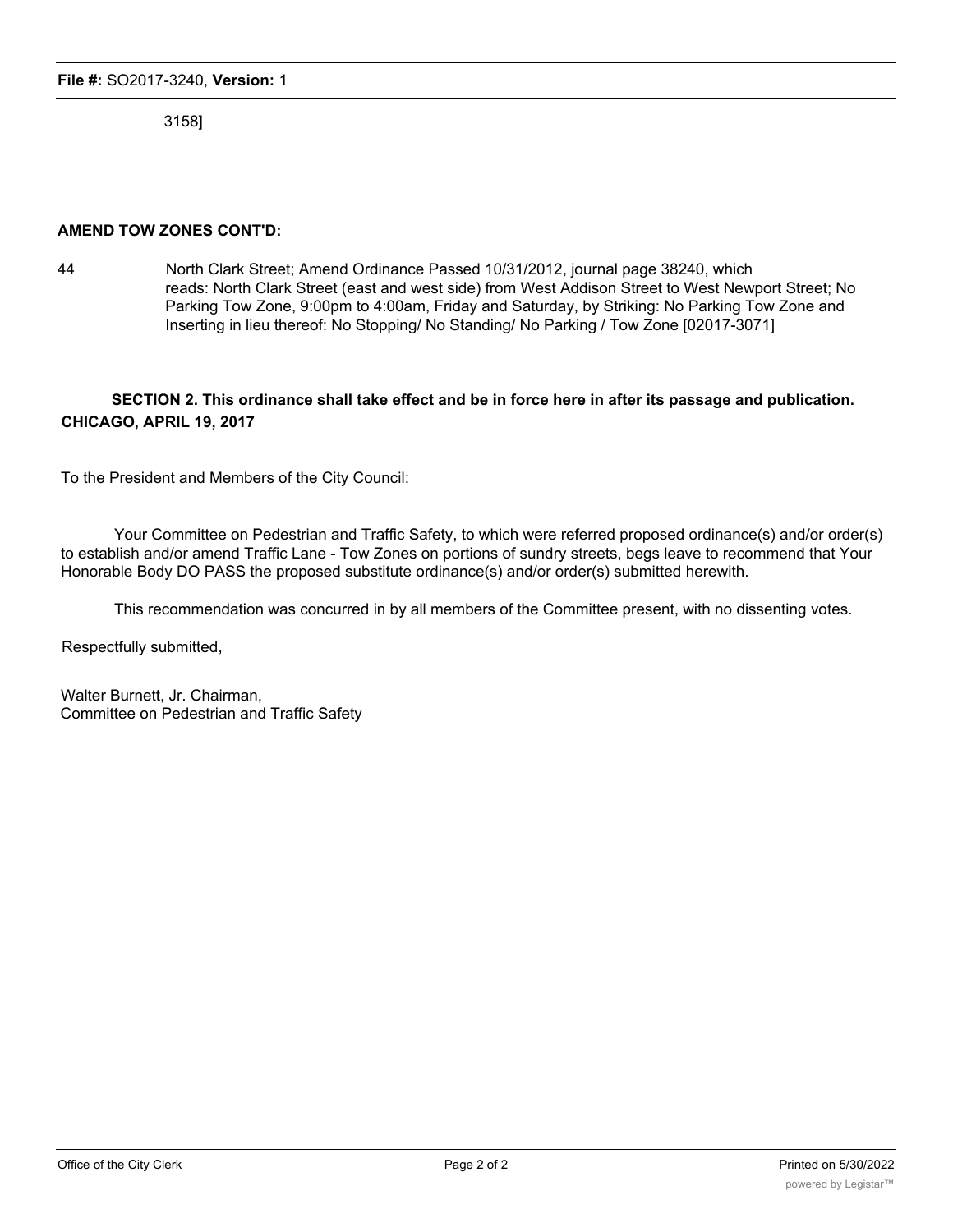3158]

**AMEND TOW ZONES CONT'D:**

44 North Clark Street; Amend Ordinance Passed 10/31/2012, journal page 38240, which reads: North Clark Street (east and west side) from West Addison Street to West Newport Street; No Parking Tow Zone, 9:00pm to 4:00am, Friday and Saturday, by Striking: No Parking Tow Zone and Inserting in lieu thereof: No Stopping/ No Standing/ No Parking / Tow Zone [02017-3071]

**SECTION 2. This ordinance shall take effect and be in force here in after its passage and publication.**
**CHICAGO, APRIL 19, 2017**

To the President and Members of the City Council:

Your Committee on Pedestrian and Traffic Safety, to which were referred proposed ordinance(s) and/or order(s) to establish and/or amend Traffic Lane - Tow Zones on portions of sundry streets, begs leave to recommend that Your Honorable Body DO PASS the proposed substitute ordinance(s) and/or order(s) submitted herewith.

This recommendation was concurred in by all members of the Committee present, with no dissenting votes.

Respectfully submitted,

Walter Burnett, Jr. Chairman,
Committee on Pedestrian and Traffic Safety